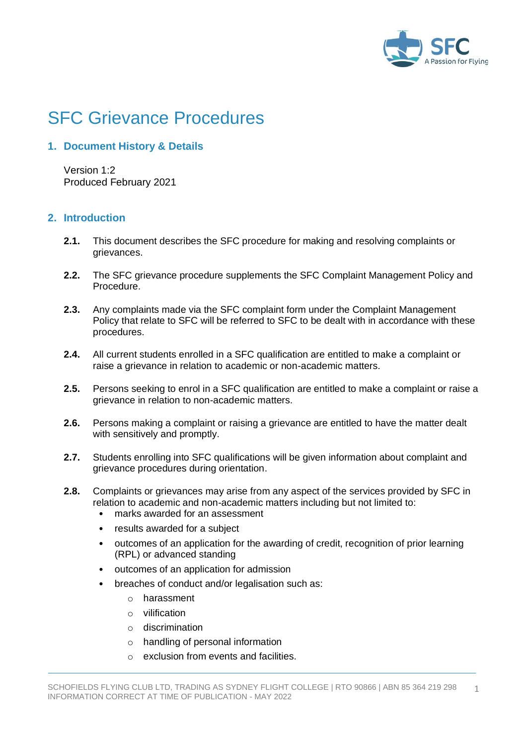# SFC Grievance Procedures

## 1. Document History & Details

Version 1:2
Produced February 2021

## 2. Introduction

**2.1.** This document describes the SFC procedure for making and resolving complaints or grievances.

**2.2.** The SFC grievance procedure supplements the SFC Complaint Management Policy and Procedure.

**2.3.** Any complaints made via the SFC complaint form under the Complaint Management Policy that relate to SFC will be referred to SFC to be dealt with in accordance with these procedures.

**2.4.** All current students enrolled in a SFC qualification are entitled to make a complaint or raise a grievance in relation to academic or non-academic matters.

**2.5.** Persons seeking to enrol in a SFC qualification are entitled to make a complaint or raise a grievance in relation to non-academic matters.

**2.6.** Persons making a complaint or raising a grievance are entitled to have the matter dealt with sensitively and promptly.

**2.7.** Students enrolling into SFC qualifications will be given information about complaint and grievance procedures during orientation.

**2.8.** Complaints or grievances may arise from any aspect of the services provided by SFC in relation to academic and non-academic matters including but not limited to:

- marks awarded for an assessment
- results awarded for a subject
- outcomes of an application for the awarding of credit, recognition of prior learning (RPL) or advanced standing
- outcomes of an application for admission
- breaches of conduct and/or legalisation such as:
  - harassment
  - vilification
  - discrimination
  - handling of personal information
  - exclusion from events and facilities.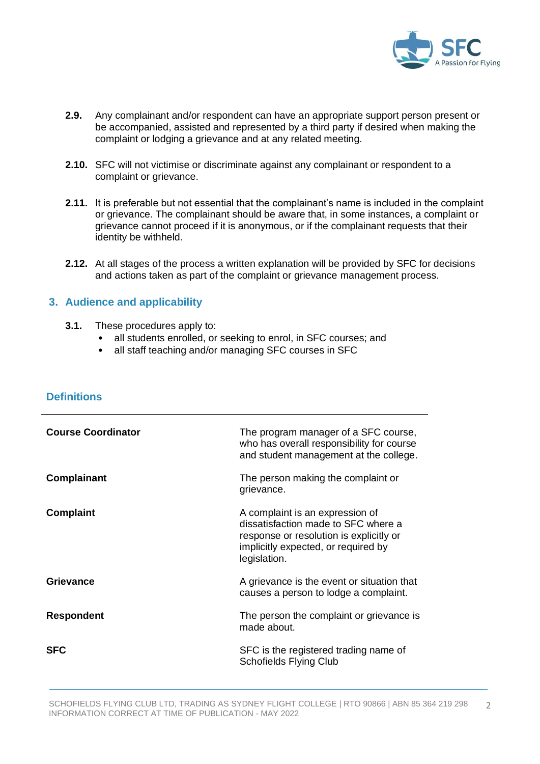**2.9.** Any complainant and/or respondent can have an appropriate support person present or be accompanied, assisted and represented by a third party if desired when making the complaint or lodging a grievance and at any related meeting.

**2.10.** SFC will not victimise or discriminate against any complainant or respondent to a complaint or grievance.

**2.11.** It is preferable but not essential that the complainant's name is included in the complaint or grievance. The complainant should be aware that, in some instances, a complaint or grievance cannot proceed if it is anonymous, or if the complainant requests that their identity be withheld.

**2.12.** At all stages of the process a written explanation will be provided by SFC for decisions and actions taken as part of the complaint or grievance management process.

## 3. Audience and applicability

**3.1.** These procedures apply to:

- all students enrolled, or seeking to enrol, in SFC courses; and
- all staff teaching and/or managing SFC courses in SFC

## Definitions

| | |
|---|---|
| **Course Coordinator** | The program manager of a SFC course, who has overall responsibility for course and student management at the college. |
| **Complainant** | The person making the complaint or grievance. |
| **Complaint** | A complaint is an expression of dissatisfaction made to SFC where a response or resolution is explicitly or implicitly expected, or required by legislation. |
| **Grievance** | A grievance is the event or situation that causes a person to lodge a complaint. |
| **Respondent** | The person the complaint or grievance is made about. |
| **SFC** | SFC is the registered trading name of Schofields Flying Club |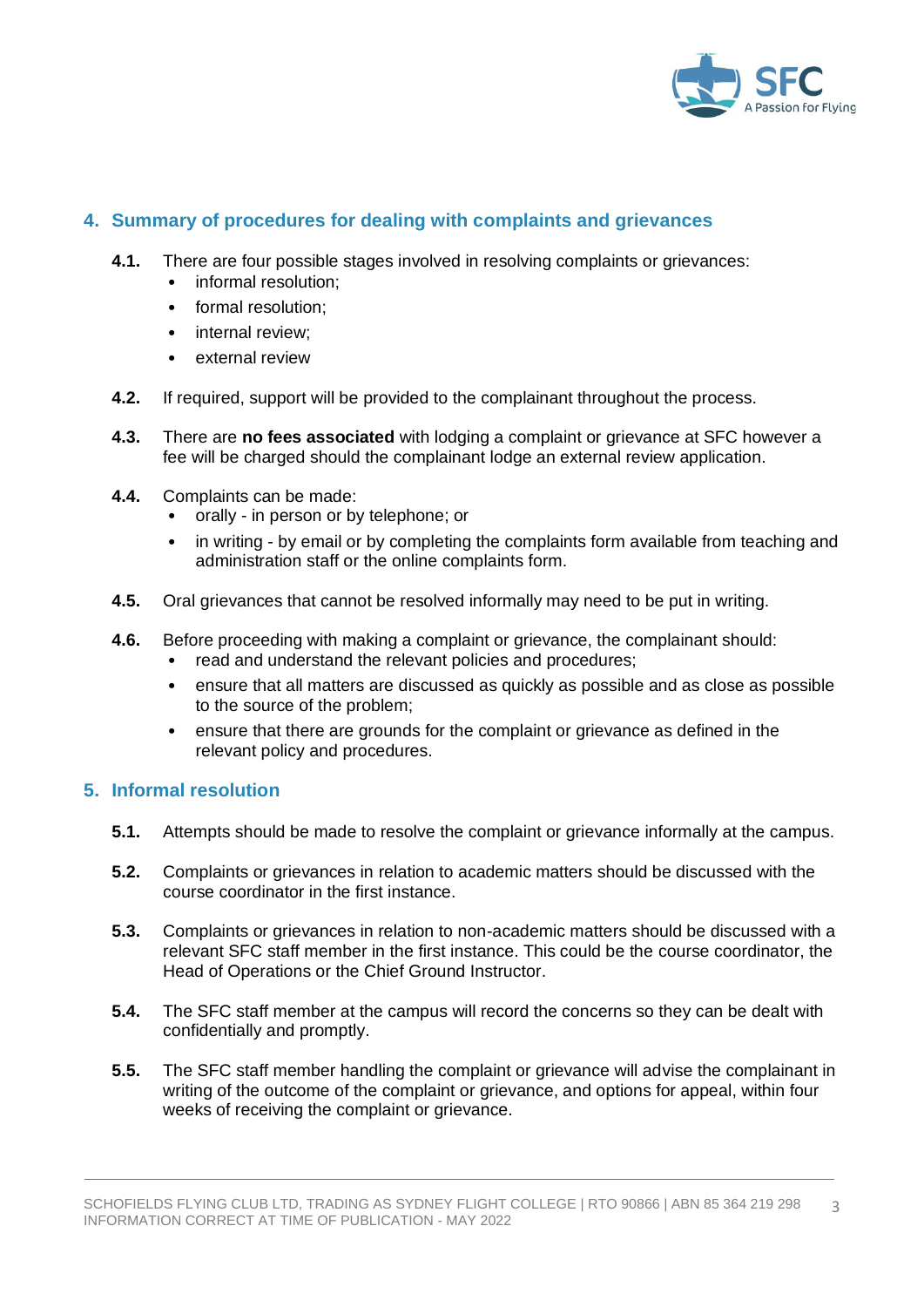## 4. Summary of procedures for dealing with complaints and grievances

**4.1.** There are four possible stages involved in resolving complaints or grievances:

- informal resolution;
- formal resolution;
- internal review;
- external review

**4.2.** If required, support will be provided to the complainant throughout the process.

**4.3.** There are **no fees associated** with lodging a complaint or grievance at SFC however a fee will be charged should the complainant lodge an external review application.

**4.4.** Complaints can be made:

- orally - in person or by telephone; or
- in writing - by email or by completing the complaints form available from teaching and administration staff or the online complaints form.

**4.5.** Oral grievances that cannot be resolved informally may need to be put in writing.

**4.6.** Before proceeding with making a complaint or grievance, the complainant should:

- read and understand the relevant policies and procedures;
- ensure that all matters are discussed as quickly as possible and as close as possible to the source of the problem;
- ensure that there are grounds for the complaint or grievance as defined in the relevant policy and procedures.

## 5. Informal resolution

**5.1.** Attempts should be made to resolve the complaint or grievance informally at the campus.

**5.2.** Complaints or grievances in relation to academic matters should be discussed with the course coordinator in the first instance.

**5.3.** Complaints or grievances in relation to non-academic matters should be discussed with a relevant SFC staff member in the first instance. This could be the course coordinator, the Head of Operations or the Chief Ground Instructor.

**5.4.** The SFC staff member at the campus will record the concerns so they can be dealt with confidentially and promptly.

**5.5.** The SFC staff member handling the complaint or grievance will advise the complainant in writing of the outcome of the complaint or grievance, and options for appeal, within four weeks of receiving the complaint or grievance.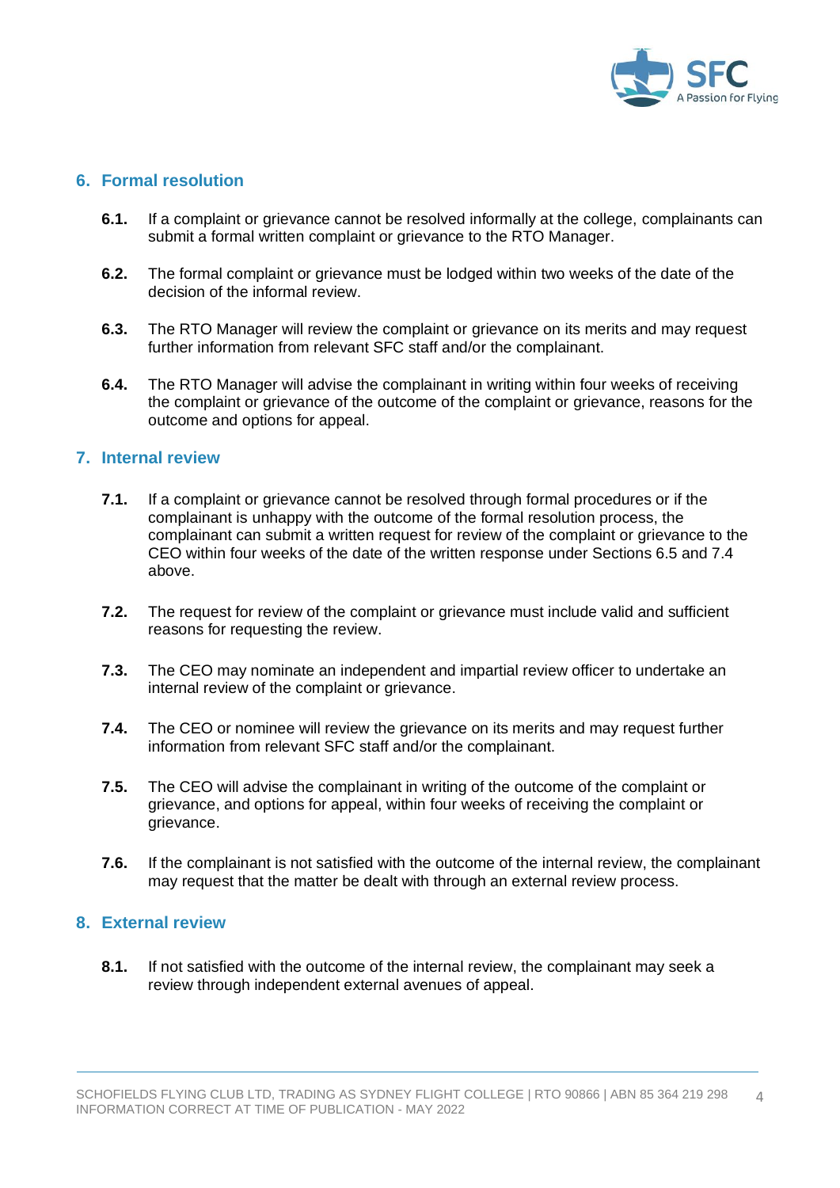## 6. Formal resolution

**6.1.** If a complaint or grievance cannot be resolved informally at the college, complainants can submit a formal written complaint or grievance to the RTO Manager.

**6.2.** The formal complaint or grievance must be lodged within two weeks of the date of the decision of the informal review.

**6.3.** The RTO Manager will review the complaint or grievance on its merits and may request further information from relevant SFC staff and/or the complainant.

**6.4.** The RTO Manager will advise the complainant in writing within four weeks of receiving the complaint or grievance of the outcome of the complaint or grievance, reasons for the outcome and options for appeal.

## 7. Internal review

**7.1.** If a complaint or grievance cannot be resolved through formal procedures or if the complainant is unhappy with the outcome of the formal resolution process, the complainant can submit a written request for review of the complaint or grievance to the CEO within four weeks of the date of the written response under Sections 6.5 and 7.4 above.

**7.2.** The request for review of the complaint or grievance must include valid and sufficient reasons for requesting the review.

**7.3.** The CEO may nominate an independent and impartial review officer to undertake an internal review of the complaint or grievance.

**7.4.** The CEO or nominee will review the grievance on its merits and may request further information from relevant SFC staff and/or the complainant.

**7.5.** The CEO will advise the complainant in writing of the outcome of the complaint or grievance, and options for appeal, within four weeks of receiving the complaint or grievance.

**7.6.** If the complainant is not satisfied with the outcome of the internal review, the complainant may request that the matter be dealt with through an external review process.

## 8. External review

**8.1.** If not satisfied with the outcome of the internal review, the complainant may seek a review through independent external avenues of appeal.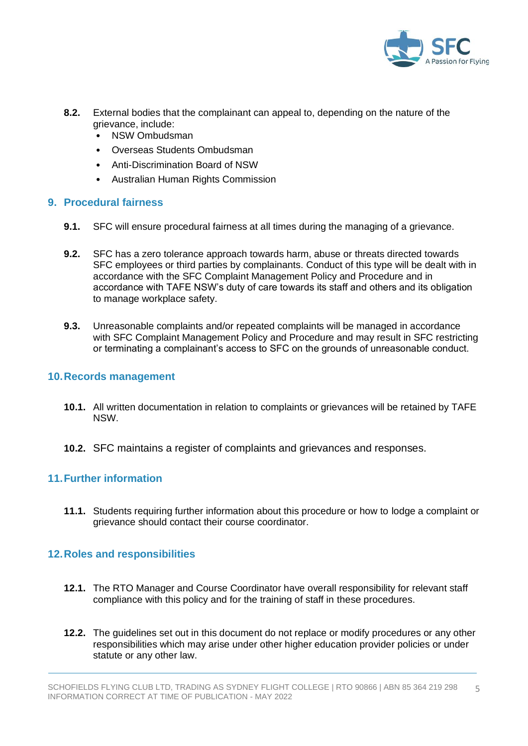**8.2.** External bodies that the complainant can appeal to, depending on the nature of the grievance, include:

- NSW Ombudsman
- Overseas Students Ombudsman
- Anti-Discrimination Board of NSW
- Australian Human Rights Commission

## 9. Procedural fairness

**9.1.** SFC will ensure procedural fairness at all times during the managing of a grievance.

**9.2.** SFC has a zero tolerance approach towards harm, abuse or threats directed towards SFC employees or third parties by complainants. Conduct of this type will be dealt with in accordance with the SFC Complaint Management Policy and Procedure and in accordance with TAFE NSW's duty of care towards its staff and others and its obligation to manage workplace safety.

**9.3.** Unreasonable complaints and/or repeated complaints will be managed in accordance with SFC Complaint Management Policy and Procedure and may result in SFC restricting or terminating a complainant's access to SFC on the grounds of unreasonable conduct.

## 10. Records management

**10.1.** All written documentation in relation to complaints or grievances will be retained by TAFE NSW.

**10.2.** SFC maintains a register of complaints and grievances and responses.

## 11. Further information

**11.1.** Students requiring further information about this procedure or how to lodge a complaint or grievance should contact their course coordinator.

## 12. Roles and responsibilities

**12.1.** The RTO Manager and Course Coordinator have overall responsibility for relevant staff compliance with this policy and for the training of staff in these procedures.

**12.2.** The guidelines set out in this document do not replace or modify procedures or any other responsibilities which may arise under other higher education provider policies or under statute or any other law.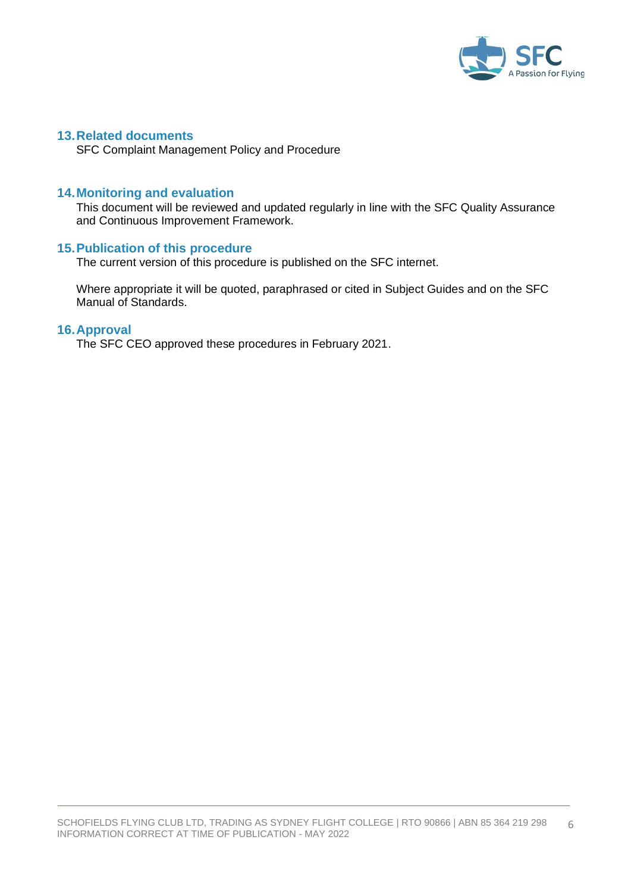## 13. Related documents

SFC Complaint Management Policy and Procedure

## 14. Monitoring and evaluation

This document will be reviewed and updated regularly in line with the SFC Quality Assurance and Continuous Improvement Framework.

## 15. Publication of this procedure

The current version of this procedure is published on the SFC internet.

Where appropriate it will be quoted, paraphrased or cited in Subject Guides and on the SFC Manual of Standards.

## 16. Approval

The SFC CEO approved these procedures in February 2021.